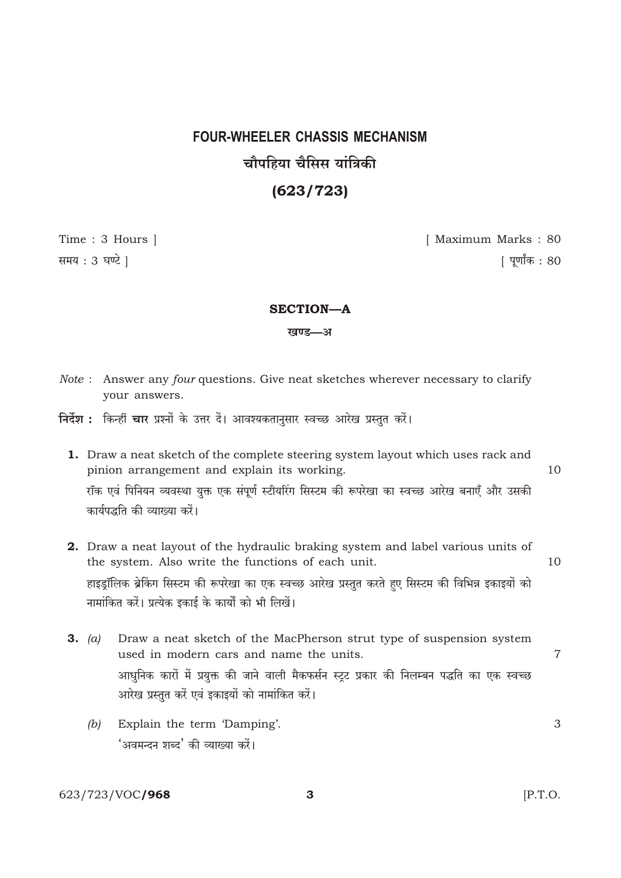# FOUR-WHEELER CHASSIS MECHANISM

# चौपहिया चैसिस यांत्रिकी

# (623/723)

Time : 3 Hours ]　　　　　　　　　　　　　　　　　　[ Maximum Marks : 80

समय : 3 घण्टे ]　　　　　　　　　　　　　　　　　　　[ पूर्णांक : 80

## SECTION—A

### खण्ड—अ

*Note* : Answer any *four* questions. Give neat sketches wherever necessary to clarify your answers.

**निर्देश :** किन्हीं **चार** प्रश्नों के उत्तर दें। आवश्यकतानुसार स्वच्छ आरेख प्रस्तुत करें।

**1.** Draw a neat sketch of the complete steering system layout which uses rack and pinion arrangement and explain its working. 10

रॉक एवं पिनियन व्यवस्था युक्त एक संपूर्ण स्टीयरिंग सिस्टम की रूपरेखा का स्वच्छ आरेख बनाएँ और उसकी कार्यपद्धति की व्याख्या करें।

**2.** Draw a neat layout of the hydraulic braking system and label various units of the system. Also write the functions of each unit. 10

हाइड्रॉलिक ब्रेकिंग सिस्टम की रूपरेखा का एक स्वच्छ आरेख प्रस्तुत करते हुए सिस्टम की विभिन्न इकाइयों को नामांकित करें। प्रत्येक इकाई के कार्यों को भी लिखें।

**3.** (*a*) Draw a neat sketch of the MacPherson strut type of suspension system used in modern cars and name the units. 7

आधुनिक कारों में प्रयुक्त की जाने वाली मैकफर्सन स्ट्रट प्रकार की निलम्बन पद्धति का एक स्वच्छ आरेख प्रस्तुत करें एवं इकाइयों को नामांकित करें।

(*b*) Explain the term 'Damping'. 3

'अवमन्दन शब्द' की व्याख्या करें।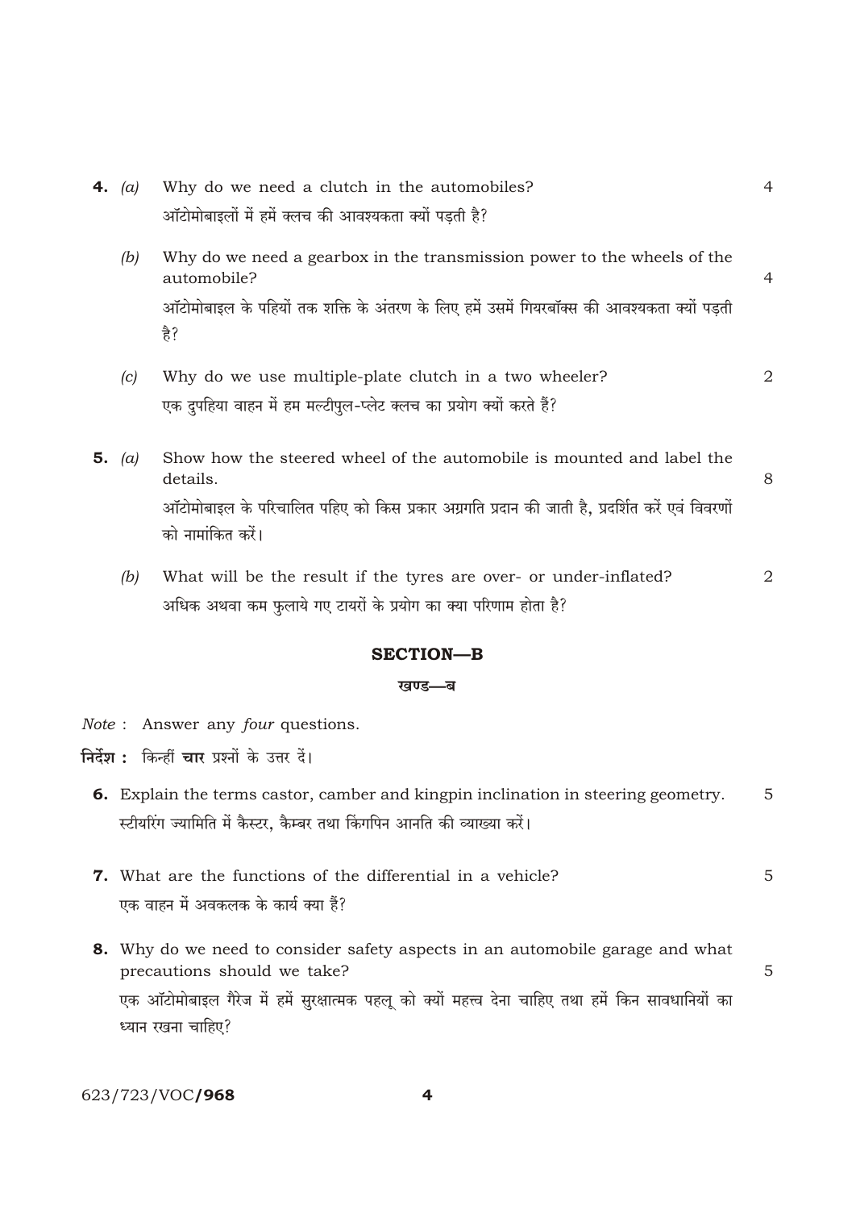**4.** *(a)* Why do we need a clutch in the automobiles? 4

ऑटोमोबाइलों में हमें क्लच की आवश्यकता क्यों पड़ती है?

*(b)* Why do we need a gearbox in the transmission power to the wheels of the automobile? 4

ऑटोमोबाइल के पहियों तक शक्ति के अंतरण के लिए हमें उसमें गियरबॉक्स की आवश्यकता क्यों पड़ती है?

*(c)* Why do we use multiple-plate clutch in a two wheeler? 2

एक दुपहिया वाहन में हम मल्टीपुल-प्लेट क्लच का प्रयोग क्यों करते हैं?

**5.** *(a)* Show how the steered wheel of the automobile is mounted and label the details. 8

ऑटोमोबाइल के परिचालित पहिए को किस प्रकार अग्रगति प्रदान की जाती है, प्रदर्शित करें एवं विवरणों को नामांकित करें।

*(b)* What will be the result if the tyres are over- or under-inflated? 2

अधिक अथवा कम फुलाये गए टायरों के प्रयोग का क्या परिणाम होता है?

## SECTION—B

## खण्ड—ब

*Note* : Answer any *four* questions.

**निर्देश :** किन्हीं **चार** प्रश्नों के उत्तर दें।

**6.** Explain the terms castor, camber and kingpin inclination in steering geometry. 5

स्टीयरिंग ज्यामिति में कैस्टर, कैम्बर तथा किंगपिन आनति की व्याख्या करें।

**7.** What are the functions of the differential in a vehicle? 5

एक वाहन में अवकलक के कार्य क्या हैं?

**8.** Why do we need to consider safety aspects in an automobile garage and what precautions should we take? 5

एक ऑटोमोबाइल गैरेज में हमें सुरक्षात्मक पहलू को क्यों महत्त्व देना चाहिए तथा हमें किन सावधानियों का ध्यान रखना चाहिए?

623/723/VOC/**968**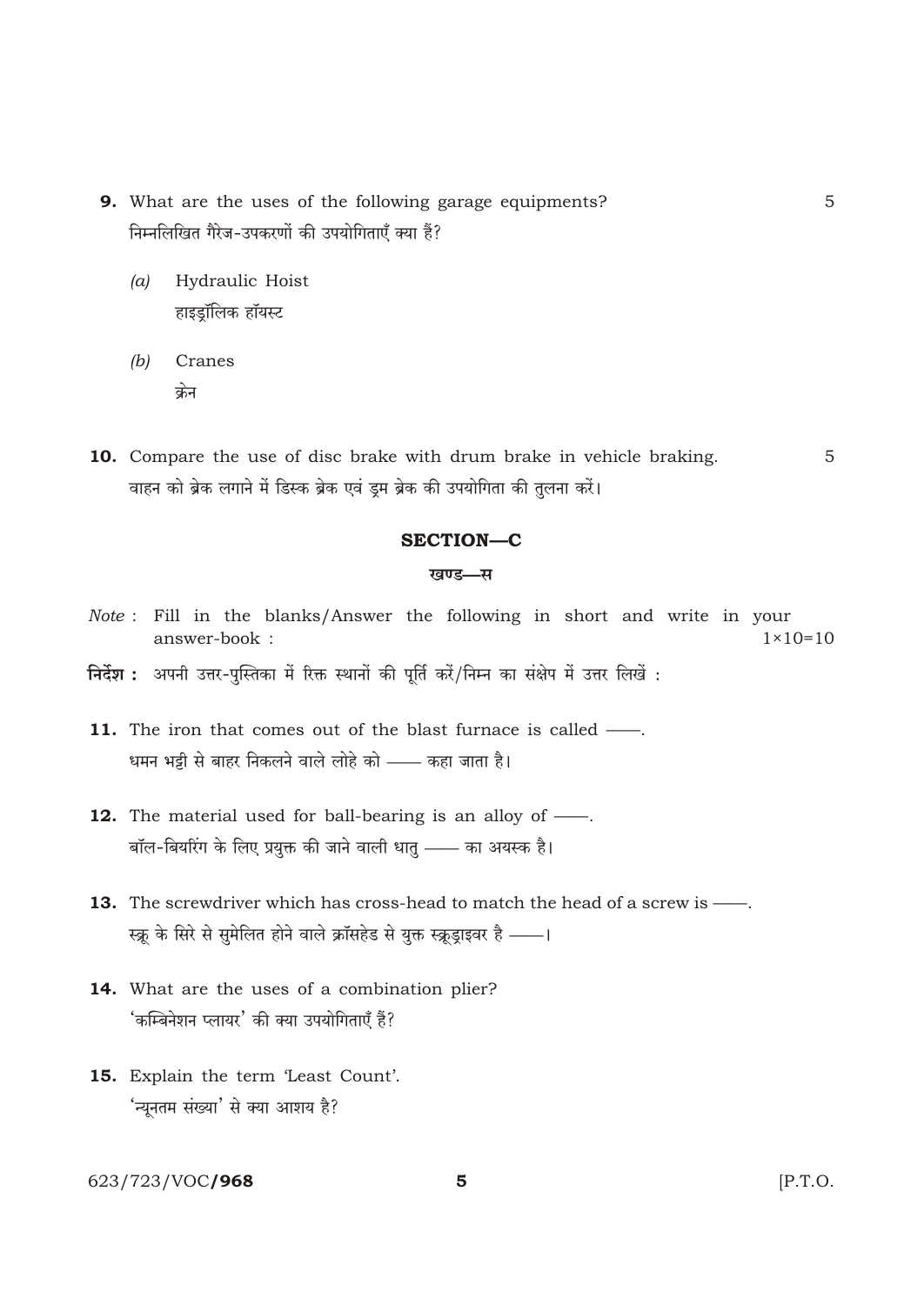**9.** What are the uses of the following garage equipments? 5

निम्नलिखित गैरेज-उपकरणों की उपयोगिताएँ क्या हैं?

*(a)* Hydraulic Hoist

हाइड्रॉलिक हॉयस्ट

*(b)* Cranes

क्रेन

**10.** Compare the use of disc brake with drum brake in vehicle braking. 5

वाहन को ब्रेक लगाने में डिस्क ब्रेक एवं ड्रम ब्रेक की उपयोगिता की तुलना करें।

## SECTION—C

### खण्ड—स

*Note* : Fill in the blanks/Answer the following in short and write in your answer-book : 1×10=10

**निर्देश :** अपनी उत्तर-पुस्तिका में रिक्त स्थानों की पूर्ति करें/निम्न का संक्षेप में उत्तर लिखें :

**11.** The iron that comes out of the blast furnace is called ——.

धमन भट्टी से बाहर निकलने वाले लोहे को —— कहा जाता है।

**12.** The material used for ball-bearing is an alloy of ——.

बॉल-बियरिंग के लिए प्रयुक्त की जाने वाली धातु —— का अयस्क है।

**13.** The screwdriver which has cross-head to match the head of a screw is ——.

स्क्रू के सिरे से सुमेलित होने वाले क्रॉसहेड से युक्त स्क्रूड्राइवर है ——।

**14.** What are the uses of a combination plier?

'कम्बिनेशन प्लायर' की क्या उपयोगिताएँ हैं?

**15.** Explain the term 'Least Count'.

'न्यूनतम संख्या' से क्या आशय है?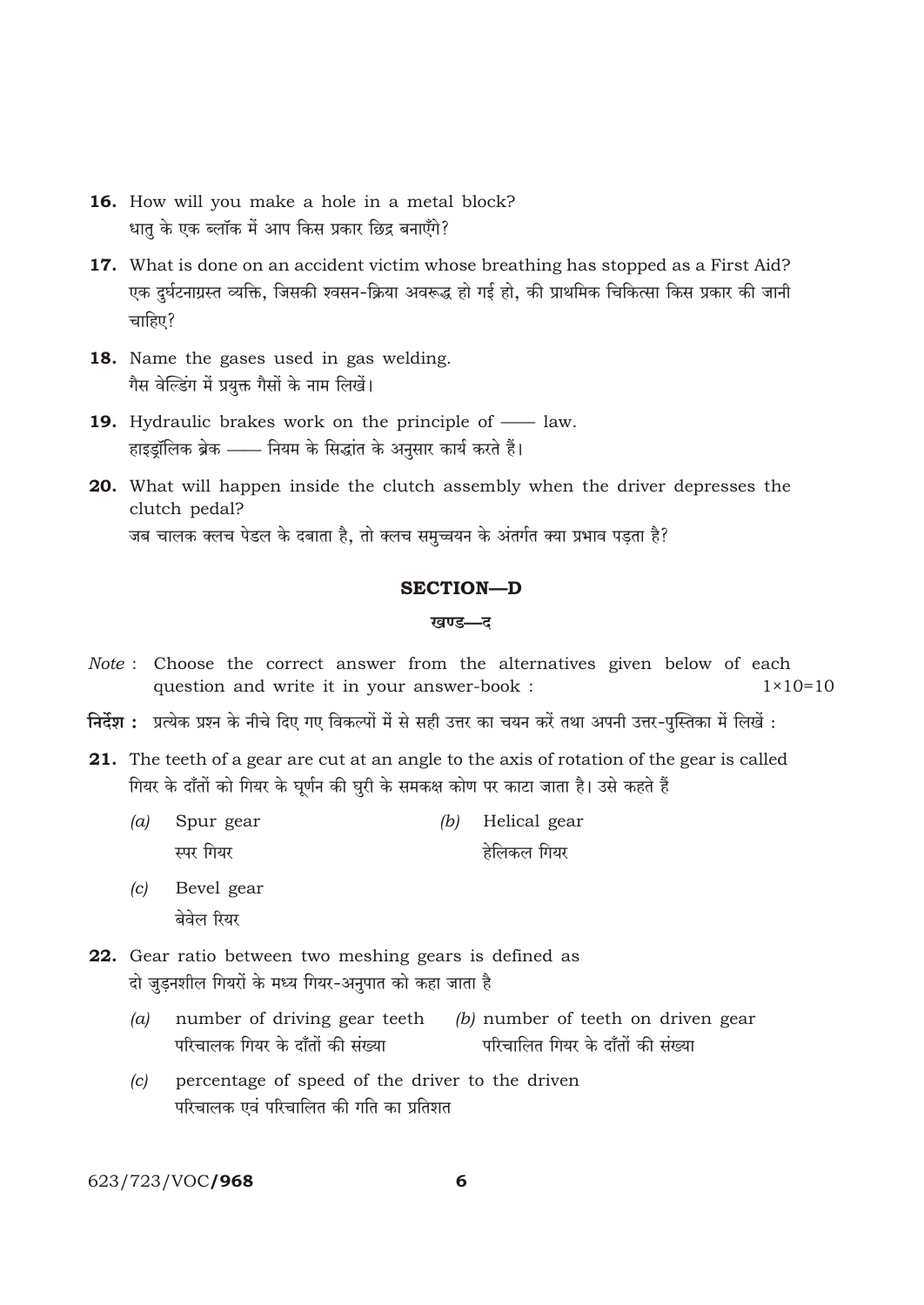16. How will you make a hole in a metal block?
धातु के एक ब्लॉक में आप किस प्रकार छिद्र बनाएँगे?

17. What is done on an accident victim whose breathing has stopped as a First Aid?
एक दुर्घटनाग्रस्त व्यक्ति, जिसकी श्वसन-क्रिया अवरूद्ध हो गई हो, की प्राथमिक चिकित्सा किस प्रकार की जानी चाहिए?

18. Name the gases used in gas welding.
गैस वेल्डिंग में प्रयुक्त गैसों के नाम लिखें।

19. Hydraulic brakes work on the principle of —— law.
हाइड्रॉलिक ब्रेक —— नियम के सिद्धांत के अनुसार कार्य करते हैं।

20. What will happen inside the clutch assembly when the driver depresses the clutch pedal?
जब चालक क्लच पेडल के दबाता है, तो क्लच समुच्चयन के अंतर्गत क्या प्रभाव पड़ता है?

## SECTION—D

## खण्ड—द

*Note* : Choose the correct answer from the alternatives given below of each question and write it in your answer-book : $1\times10=10$

**निर्देश :** प्रत्येक प्रश्न के नीचे दिए गए विकल्पों में से सही उत्तर का चयन करें तथा अपनी उत्तर-पुस्तिका में लिखें :

21. The teeth of a gear are cut at an angle to the axis of rotation of the gear is called
गियर के दाँतों को गियर के घूर्णन की धुरी के समकक्ष कोण पर काटा जाता है। उसे कहते हैं

    *(a)* Spur gear
    स्पर गियर

    *(b)* Helical gear
    हेलिकल गियर

    *(c)* Bevel gear
    बेवेल रियर

22. Gear ratio between two meshing gears is defined as
दो जुड़नशील गियरों के मध्य गियर-अनुपात को कहा जाता है

    *(a)* number of driving gear teeth
    परिचालक गियर के दाँतों की संख्या

    *(b)* number of teeth on driven gear
    परिचालित गियर के दाँतों की संख्या

    *(c)* percentage of speed of the driver to the driven
    परिचालक एवं परिचालित की गति का प्रतिशत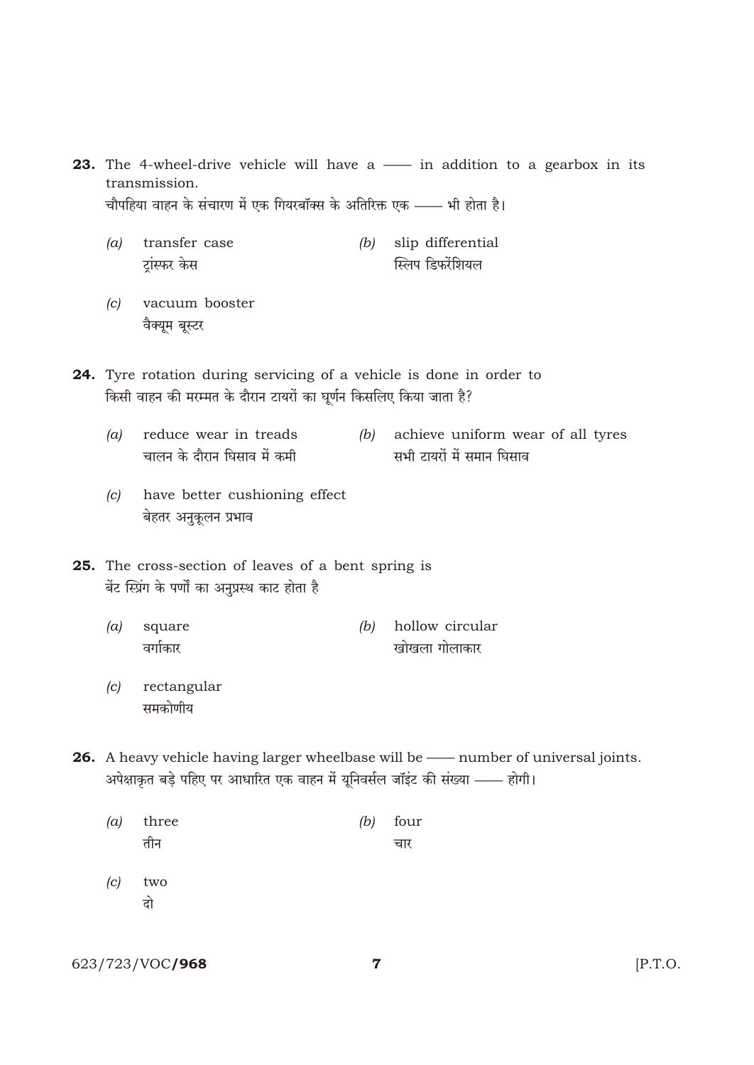**23.** The 4-wheel-drive vehicle will have a —— in addition to a gearbox in its transmission.
चौपहिया वाहन के संचारण में एक गियरबॉक्स के अतिरिक्त एक —— भी होता है।

(a) transfer case
ट्रांस्फर केस

(b) slip differential
स्लिप डिफरेंशियल

(c) vacuum booster
वैक्यूम बूस्टर

**24.** Tyre rotation during servicing of a vehicle is done in order to
किसी वाहन की मरम्मत के दौरान टायरों का घूर्णन किसलिए किया जाता है?

(a) reduce wear in treads
चालन के दौरान घिसाव में कमी

(b) achieve uniform wear of all tyres
सभी टायरों में समान घिसाव

(c) have better cushioning effect
बेहतर अनुकूलन प्रभाव

**25.** The cross-section of leaves of a bent spring is
बेंट स्प्रिंग के पर्णों का अनुप्रस्थ काट होता है

(a) square
वर्गाकार

(b) hollow circular
खोखला गोलाकार

(c) rectangular
समकोणीय

**26.** A heavy vehicle having larger wheelbase will be —— number of universal joints.
अपेक्षाकृत बड़े पहिए पर आधारित एक वाहन में यूनिवर्सल जॉइंट की संख्या —— होगी।

(a) three
तीन

(b) four
चार

(c) two
दो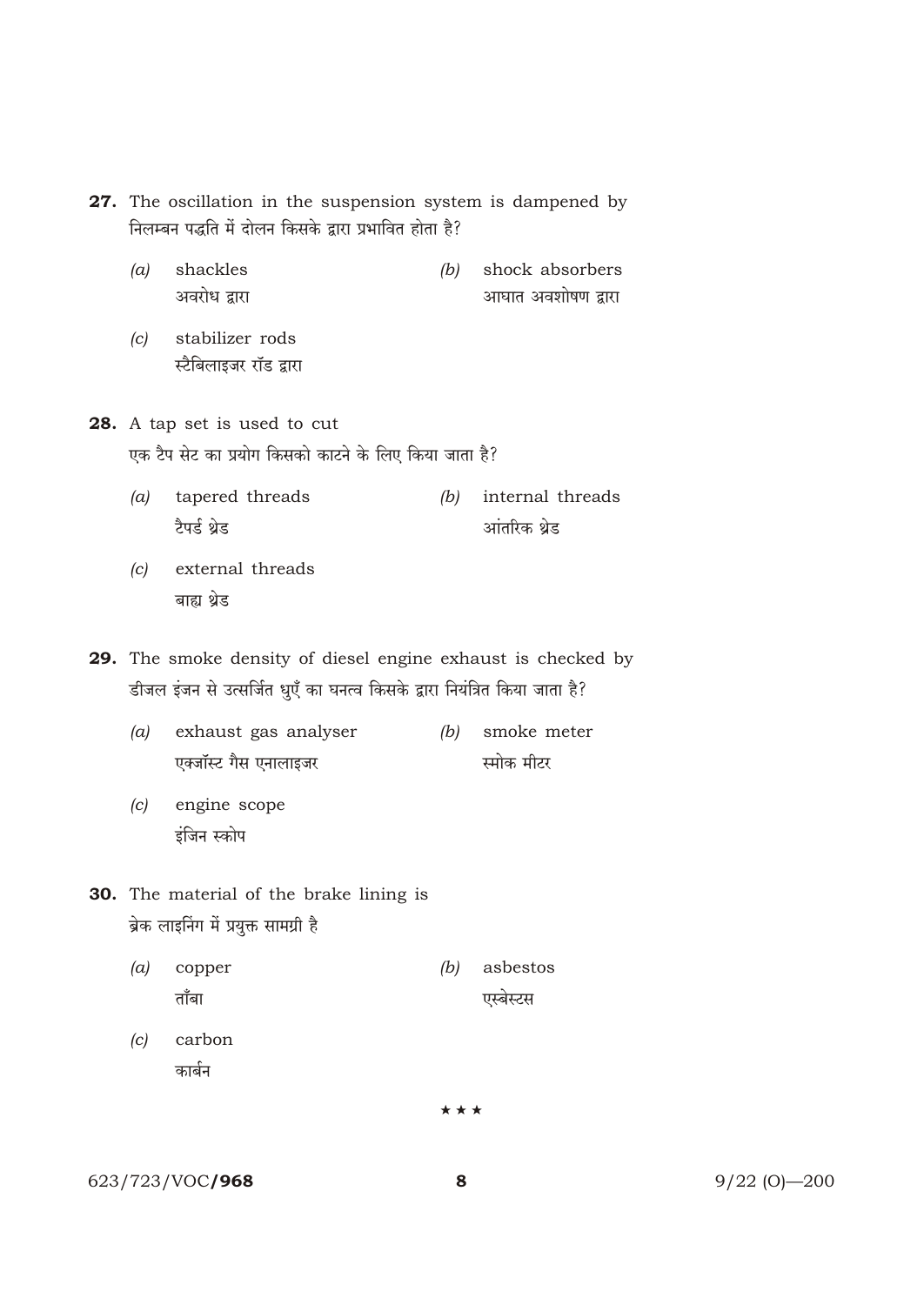**27.** The oscillation in the suspension system is dampened by
निलम्बन पद्धति में दोलन किसके द्वारा प्रभावित होता है?

(a) shackles
अवरोध द्वारा

(b) shock absorbers
आघात अवशोषण द्वारा

(c) stabilizer rods
स्टैबिलाइजर रॉड द्वारा

**28.** A tap set is used to cut
एक टैप सेट का प्रयोग किसको काटने के लिए किया जाता है?

(a) tapered threads
टैपर्ड थ्रेड

(b) internal threads
आंतरिक थ्रेड

(c) external threads
बाह्य थ्रेड

**29.** The smoke density of diesel engine exhaust is checked by
डीजल इंजन से उत्सर्जित धुएँ का घनत्व किसके द्वारा नियंत्रित किया जाता है?

(a) exhaust gas analyser
एक्जॉस्ट गैस एनालाइजर

(b) smoke meter
स्मोक मीटर

(c) engine scope
इंजिन स्कोप

**30.** The material of the brake lining is
ब्रेक लाइनिंग में प्रयुक्त सामग्री है

(a) copper
ताँबा

(b) asbestos
एस्बेस्टस

(c) carbon
कार्बन

★ ★ ★

623/723/VOC/**968**

9/22 (O)—200